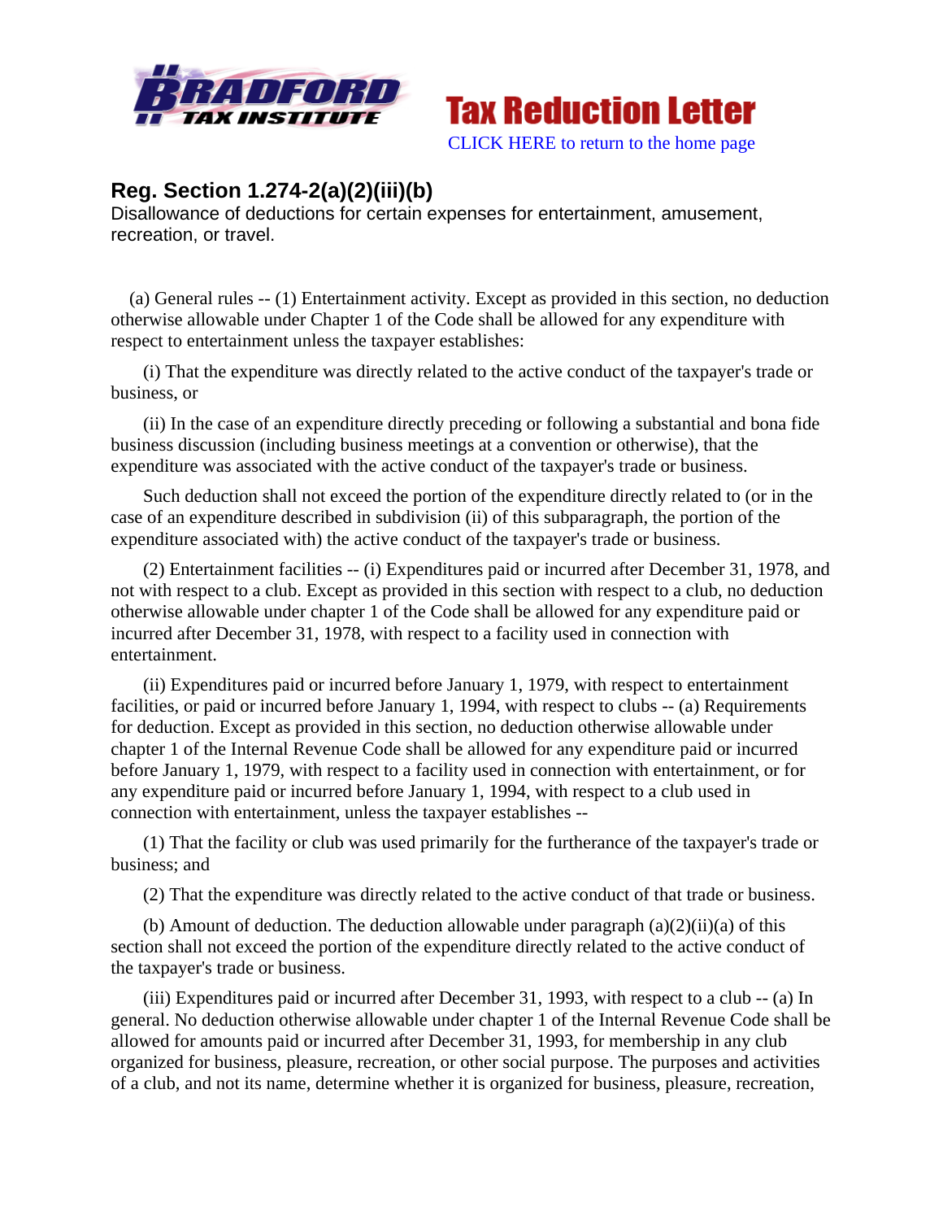**Tax Reduction Letter**

CLICK HERE to return to the home page

## Reg. Section 1.274-2(a)(2)(iii)(b)

Disallowance of deductions for certain expenses for entertainment, amusement, recreation, or travel.

(a) General rules -- (1) Entertainment activity. Except as provided in this section, no deduction otherwise allowable under Chapter 1 of the Code shall be allowed for any expenditure with respect to entertainment unless the taxpayer establishes:

(i) That the expenditure was directly related to the active conduct of the taxpayer's trade or business, or

(ii) In the case of an expenditure directly preceding or following a substantial and bona fide business discussion (including business meetings at a convention or otherwise), that the expenditure was associated with the active conduct of the taxpayer's trade or business.

Such deduction shall not exceed the portion of the expenditure directly related to (or in the case of an expenditure described in subdivision (ii) of this subparagraph, the portion of the expenditure associated with) the active conduct of the taxpayer's trade or business.

(2) Entertainment facilities -- (i) Expenditures paid or incurred after December 31, 1978, and not with respect to a club. Except as provided in this section with respect to a club, no deduction otherwise allowable under chapter 1 of the Code shall be allowed for any expenditure paid or incurred after December 31, 1978, with respect to a facility used in connection with entertainment.

(ii) Expenditures paid or incurred before January 1, 1979, with respect to entertainment facilities, or paid or incurred before January 1, 1994, with respect to clubs -- (a) Requirements for deduction. Except as provided in this section, no deduction otherwise allowable under chapter 1 of the Internal Revenue Code shall be allowed for any expenditure paid or incurred before January 1, 1979, with respect to a facility used in connection with entertainment, or for any expenditure paid or incurred before January 1, 1994, with respect to a club used in connection with entertainment, unless the taxpayer establishes --

(1) That the facility or club was used primarily for the furtherance of the taxpayer's trade or business; and

(2) That the expenditure was directly related to the active conduct of that trade or business.

(b) Amount of deduction. The deduction allowable under paragraph (a)(2)(ii)(a) of this section shall not exceed the portion of the expenditure directly related to the active conduct of the taxpayer's trade or business.

(iii) Expenditures paid or incurred after December 31, 1993, with respect to a club -- (a) In general. No deduction otherwise allowable under chapter 1 of the Internal Revenue Code shall be allowed for amounts paid or incurred after December 31, 1993, for membership in any club organized for business, pleasure, recreation, or other social purpose. The purposes and activities of a club, and not its name, determine whether it is organized for business, pleasure, recreation,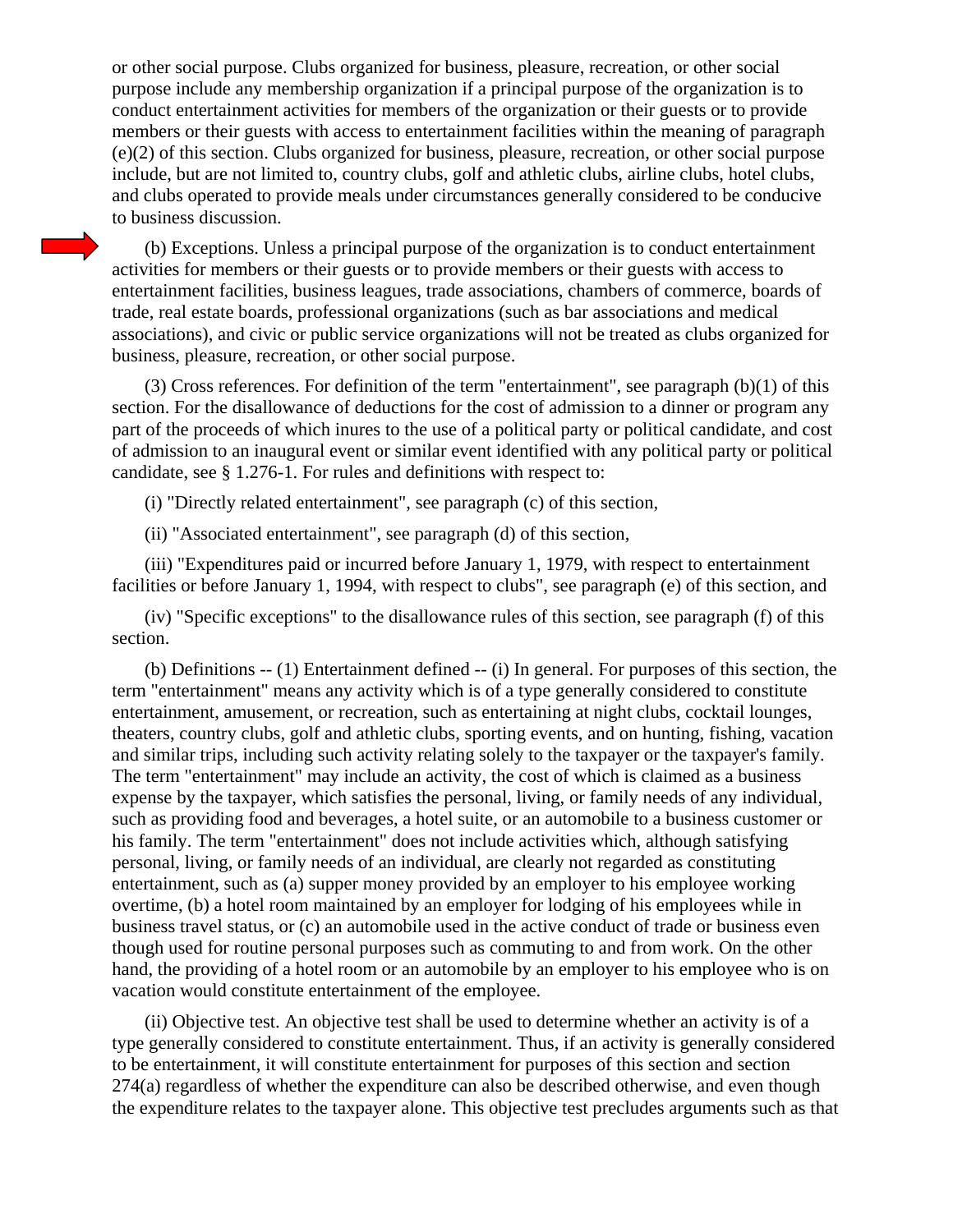or other social purpose. Clubs organized for business, pleasure, recreation, or other social purpose include any membership organization if a principal purpose of the organization is to conduct entertainment activities for members of the organization or their guests or to provide members or their guests with access to entertainment facilities within the meaning of paragraph (e)(2) of this section. Clubs organized for business, pleasure, recreation, or other social purpose include, but are not limited to, country clubs, golf and athletic clubs, airline clubs, hotel clubs, and clubs operated to provide meals under circumstances generally considered to be conducive to business discussion.

(b) Exceptions. Unless a principal purpose of the organization is to conduct entertainment activities for members or their guests or to provide members or their guests with access to entertainment facilities, business leagues, trade associations, chambers of commerce, boards of trade, real estate boards, professional organizations (such as bar associations and medical associations), and civic or public service organizations will not be treated as clubs organized for business, pleasure, recreation, or other social purpose.

(3) Cross references. For definition of the term "entertainment", see paragraph (b)(1) of this section. For the disallowance of deductions for the cost of admission to a dinner or program any part of the proceeds of which inures to the use of a political party or political candidate, and cost of admission to an inaugural event or similar event identified with any political party or political candidate, see § 1.276-1. For rules and definitions with respect to:

(i) "Directly related entertainment", see paragraph (c) of this section,

(ii) "Associated entertainment", see paragraph (d) of this section,

(iii) "Expenditures paid or incurred before January 1, 1979, with respect to entertainment facilities or before January 1, 1994, with respect to clubs", see paragraph (e) of this section, and

(iv) "Specific exceptions" to the disallowance rules of this section, see paragraph (f) of this section.

(b) Definitions -- (1) Entertainment defined -- (i) In general. For purposes of this section, the term "entertainment" means any activity which is of a type generally considered to constitute entertainment, amusement, or recreation, such as entertaining at night clubs, cocktail lounges, theaters, country clubs, golf and athletic clubs, sporting events, and on hunting, fishing, vacation and similar trips, including such activity relating solely to the taxpayer or the taxpayer's family. The term "entertainment" may include an activity, the cost of which is claimed as a business expense by the taxpayer, which satisfies the personal, living, or family needs of any individual, such as providing food and beverages, a hotel suite, or an automobile to a business customer or his family. The term "entertainment" does not include activities which, although satisfying personal, living, or family needs of an individual, are clearly not regarded as constituting entertainment, such as (a) supper money provided by an employer to his employee working overtime, (b) a hotel room maintained by an employer for lodging of his employees while in business travel status, or (c) an automobile used in the active conduct of trade or business even though used for routine personal purposes such as commuting to and from work. On the other hand, the providing of a hotel room or an automobile by an employer to his employee who is on vacation would constitute entertainment of the employee.

(ii) Objective test. An objective test shall be used to determine whether an activity is of a type generally considered to constitute entertainment. Thus, if an activity is generally considered to be entertainment, it will constitute entertainment for purposes of this section and section 274(a) regardless of whether the expenditure can also be described otherwise, and even though the expenditure relates to the taxpayer alone. This objective test precludes arguments such as that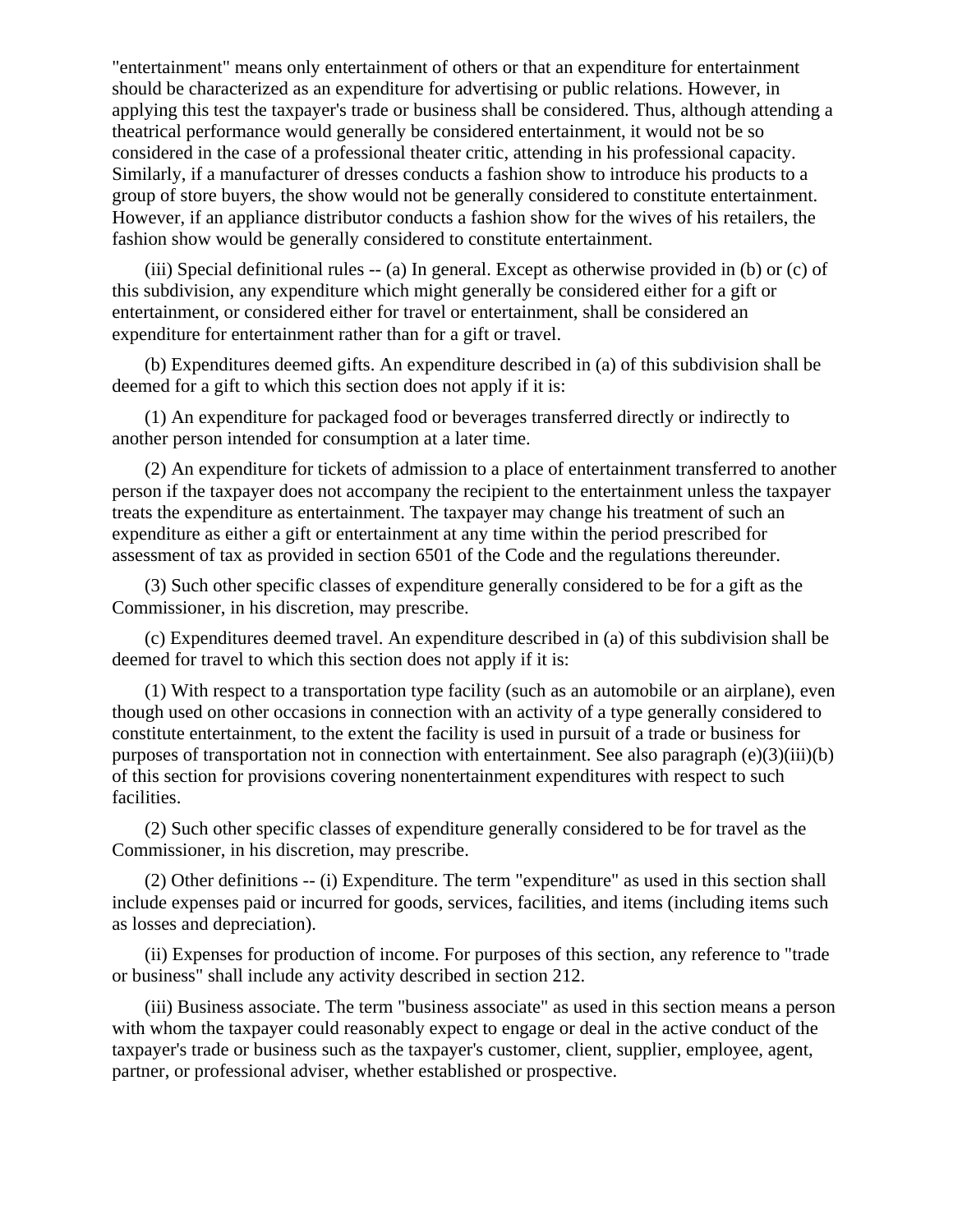"entertainment" means only entertainment of others or that an expenditure for entertainment should be characterized as an expenditure for advertising or public relations. However, in applying this test the taxpayer's trade or business shall be considered. Thus, although attending a theatrical performance would generally be considered entertainment, it would not be so considered in the case of a professional theater critic, attending in his professional capacity. Similarly, if a manufacturer of dresses conducts a fashion show to introduce his products to a group of store buyers, the show would not be generally considered to constitute entertainment. However, if an appliance distributor conducts a fashion show for the wives of his retailers, the fashion show would be generally considered to constitute entertainment.

(iii) Special definitional rules -- (a) In general. Except as otherwise provided in (b) or (c) of this subdivision, any expenditure which might generally be considered either for a gift or entertainment, or considered either for travel or entertainment, shall be considered an expenditure for entertainment rather than for a gift or travel.

(b) Expenditures deemed gifts. An expenditure described in (a) of this subdivision shall be deemed for a gift to which this section does not apply if it is:

(1) An expenditure for packaged food or beverages transferred directly or indirectly to another person intended for consumption at a later time.

(2) An expenditure for tickets of admission to a place of entertainment transferred to another person if the taxpayer does not accompany the recipient to the entertainment unless the taxpayer treats the expenditure as entertainment. The taxpayer may change his treatment of such an expenditure as either a gift or entertainment at any time within the period prescribed for assessment of tax as provided in section 6501 of the Code and the regulations thereunder.

(3) Such other specific classes of expenditure generally considered to be for a gift as the Commissioner, in his discretion, may prescribe.

(c) Expenditures deemed travel. An expenditure described in (a) of this subdivision shall be deemed for travel to which this section does not apply if it is:

(1) With respect to a transportation type facility (such as an automobile or an airplane), even though used on other occasions in connection with an activity of a type generally considered to constitute entertainment, to the extent the facility is used in pursuit of a trade or business for purposes of transportation not in connection with entertainment. See also paragraph (e)(3)(iii)(b) of this section for provisions covering nonentertainment expenditures with respect to such facilities.

(2) Such other specific classes of expenditure generally considered to be for travel as the Commissioner, in his discretion, may prescribe.

(2) Other definitions -- (i) Expenditure. The term "expenditure" as used in this section shall include expenses paid or incurred for goods, services, facilities, and items (including items such as losses and depreciation).

(ii) Expenses for production of income. For purposes of this section, any reference to "trade or business" shall include any activity described in section 212.

(iii) Business associate. The term "business associate" as used in this section means a person with whom the taxpayer could reasonably expect to engage or deal in the active conduct of the taxpayer's trade or business such as the taxpayer's customer, client, supplier, employee, agent, partner, or professional adviser, whether established or prospective.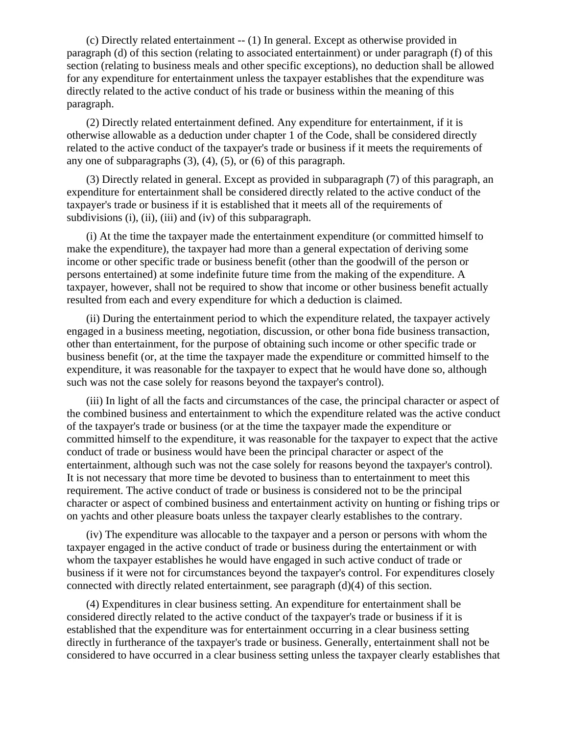(c) Directly related entertainment -- (1) In general. Except as otherwise provided in paragraph (d) of this section (relating to associated entertainment) or under paragraph (f) of this section (relating to business meals and other specific exceptions), no deduction shall be allowed for any expenditure for entertainment unless the taxpayer establishes that the expenditure was directly related to the active conduct of his trade or business within the meaning of this paragraph.

(2) Directly related entertainment defined. Any expenditure for entertainment, if it is otherwise allowable as a deduction under chapter 1 of the Code, shall be considered directly related to the active conduct of the taxpayer's trade or business if it meets the requirements of any one of subparagraphs (3), (4), (5), or (6) of this paragraph.

(3) Directly related in general. Except as provided in subparagraph (7) of this paragraph, an expenditure for entertainment shall be considered directly related to the active conduct of the taxpayer's trade or business if it is established that it meets all of the requirements of subdivisions (i), (ii), (iii) and (iv) of this subparagraph.

(i) At the time the taxpayer made the entertainment expenditure (or committed himself to make the expenditure), the taxpayer had more than a general expectation of deriving some income or other specific trade or business benefit (other than the goodwill of the person or persons entertained) at some indefinite future time from the making of the expenditure. A taxpayer, however, shall not be required to show that income or other business benefit actually resulted from each and every expenditure for which a deduction is claimed.

(ii) During the entertainment period to which the expenditure related, the taxpayer actively engaged in a business meeting, negotiation, discussion, or other bona fide business transaction, other than entertainment, for the purpose of obtaining such income or other specific trade or business benefit (or, at the time the taxpayer made the expenditure or committed himself to the expenditure, it was reasonable for the taxpayer to expect that he would have done so, although such was not the case solely for reasons beyond the taxpayer's control).

(iii) In light of all the facts and circumstances of the case, the principal character or aspect of the combined business and entertainment to which the expenditure related was the active conduct of the taxpayer's trade or business (or at the time the taxpayer made the expenditure or committed himself to the expenditure, it was reasonable for the taxpayer to expect that the active conduct of trade or business would have been the principal character or aspect of the entertainment, although such was not the case solely for reasons beyond the taxpayer's control). It is not necessary that more time be devoted to business than to entertainment to meet this requirement. The active conduct of trade or business is considered not to be the principal character or aspect of combined business and entertainment activity on hunting or fishing trips or on yachts and other pleasure boats unless the taxpayer clearly establishes to the contrary.

(iv) The expenditure was allocable to the taxpayer and a person or persons with whom the taxpayer engaged in the active conduct of trade or business during the entertainment or with whom the taxpayer establishes he would have engaged in such active conduct of trade or business if it were not for circumstances beyond the taxpayer's control. For expenditures closely connected with directly related entertainment, see paragraph (d)(4) of this section.

(4) Expenditures in clear business setting. An expenditure for entertainment shall be considered directly related to the active conduct of the taxpayer's trade or business if it is established that the expenditure was for entertainment occurring in a clear business setting directly in furtherance of the taxpayer's trade or business. Generally, entertainment shall not be considered to have occurred in a clear business setting unless the taxpayer clearly establishes that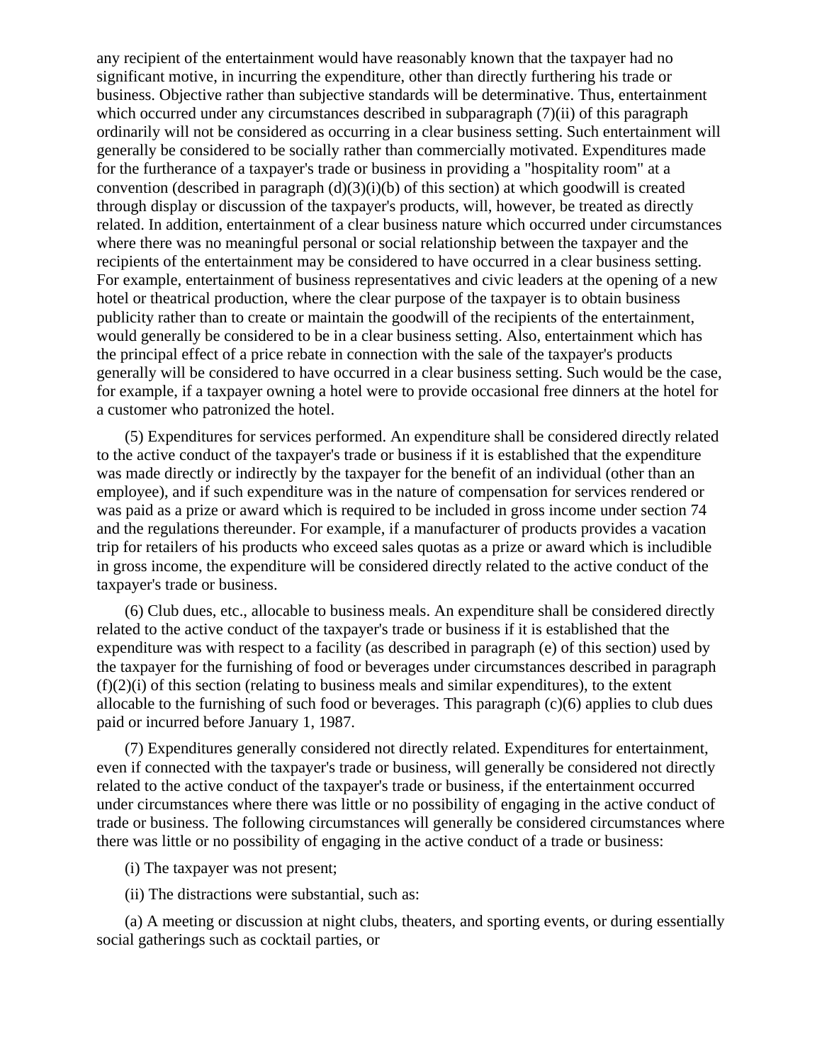any recipient of the entertainment would have reasonably known that the taxpayer had no significant motive, in incurring the expenditure, other than directly furthering his trade or business. Objective rather than subjective standards will be determinative. Thus, entertainment which occurred under any circumstances described in subparagraph (7)(ii) of this paragraph ordinarily will not be considered as occurring in a clear business setting. Such entertainment will generally be considered to be socially rather than commercially motivated. Expenditures made for the furtherance of a taxpayer's trade or business in providing a "hospitality room" at a convention (described in paragraph (d)(3)(i)(b) of this section) at which goodwill is created through display or discussion of the taxpayer's products, will, however, be treated as directly related. In addition, entertainment of a clear business nature which occurred under circumstances where there was no meaningful personal or social relationship between the taxpayer and the recipients of the entertainment may be considered to have occurred in a clear business setting. For example, entertainment of business representatives and civic leaders at the opening of a new hotel or theatrical production, where the clear purpose of the taxpayer is to obtain business publicity rather than to create or maintain the goodwill of the recipients of the entertainment, would generally be considered to be in a clear business setting. Also, entertainment which has the principal effect of a price rebate in connection with the sale of the taxpayer's products generally will be considered to have occurred in a clear business setting. Such would be the case, for example, if a taxpayer owning a hotel were to provide occasional free dinners at the hotel for a customer who patronized the hotel.

(5) Expenditures for services performed. An expenditure shall be considered directly related to the active conduct of the taxpayer's trade or business if it is established that the expenditure was made directly or indirectly by the taxpayer for the benefit of an individual (other than an employee), and if such expenditure was in the nature of compensation for services rendered or was paid as a prize or award which is required to be included in gross income under section 74 and the regulations thereunder. For example, if a manufacturer of products provides a vacation trip for retailers of his products who exceed sales quotas as a prize or award which is includible in gross income, the expenditure will be considered directly related to the active conduct of the taxpayer's trade or business.

(6) Club dues, etc., allocable to business meals. An expenditure shall be considered directly related to the active conduct of the taxpayer's trade or business if it is established that the expenditure was with respect to a facility (as described in paragraph (e) of this section) used by the taxpayer for the furnishing of food or beverages under circumstances described in paragraph (f)(2)(i) of this section (relating to business meals and similar expenditures), to the extent allocable to the furnishing of such food or beverages. This paragraph (c)(6) applies to club dues paid or incurred before January 1, 1987.

(7) Expenditures generally considered not directly related. Expenditures for entertainment, even if connected with the taxpayer's trade or business, will generally be considered not directly related to the active conduct of the taxpayer's trade or business, if the entertainment occurred under circumstances where there was little or no possibility of engaging in the active conduct of trade or business. The following circumstances will generally be considered circumstances where there was little or no possibility of engaging in the active conduct of a trade or business:

(i) The taxpayer was not present;

(ii) The distractions were substantial, such as:

(a) A meeting or discussion at night clubs, theaters, and sporting events, or during essentially social gatherings such as cocktail parties, or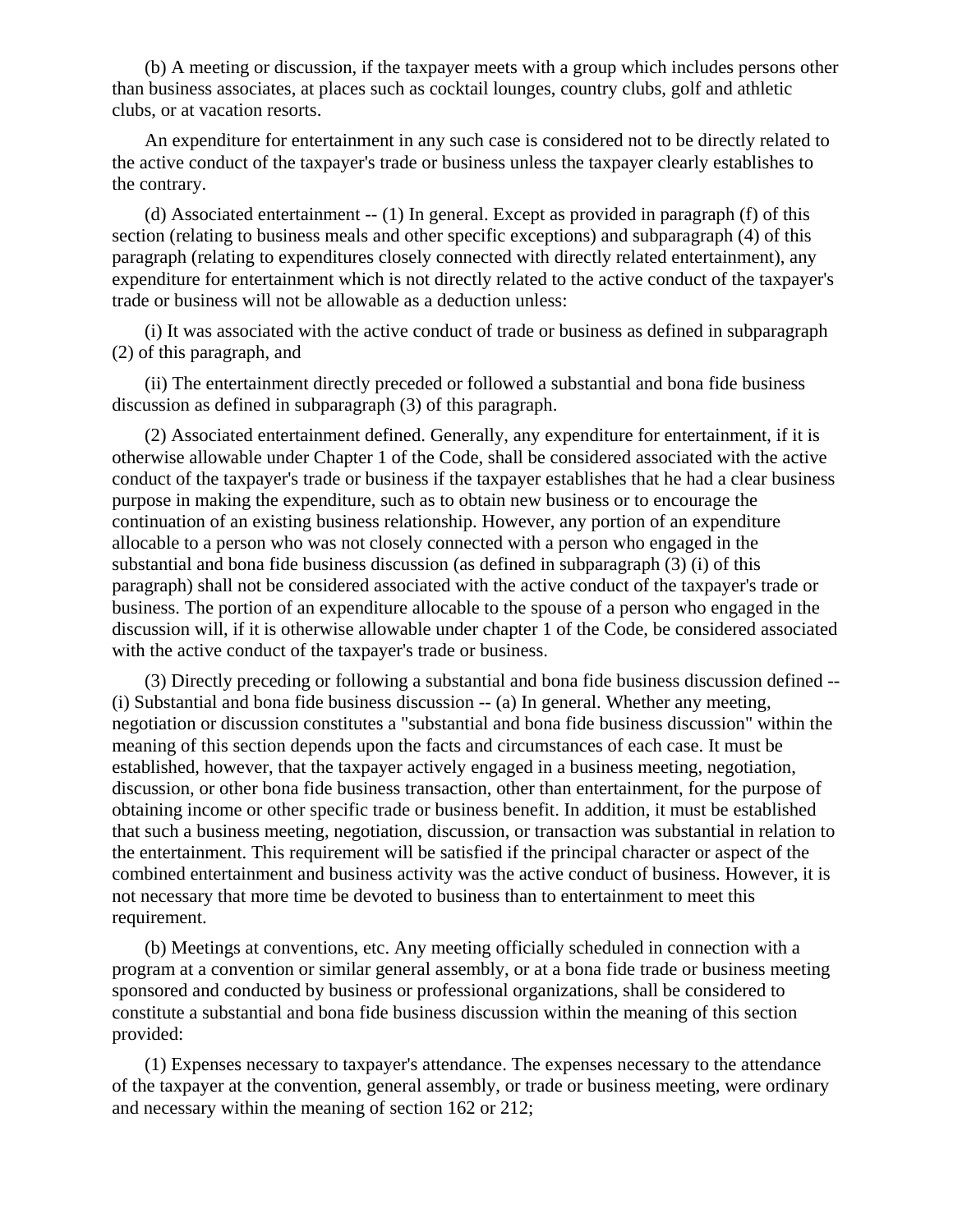(b) A meeting or discussion, if the taxpayer meets with a group which includes persons other than business associates, at places such as cocktail lounges, country clubs, golf and athletic clubs, or at vacation resorts.

An expenditure for entertainment in any such case is considered not to be directly related to the active conduct of the taxpayer's trade or business unless the taxpayer clearly establishes to the contrary.

(d) Associated entertainment -- (1) In general. Except as provided in paragraph (f) of this section (relating to business meals and other specific exceptions) and subparagraph (4) of this paragraph (relating to expenditures closely connected with directly related entertainment), any expenditure for entertainment which is not directly related to the active conduct of the taxpayer's trade or business will not be allowable as a deduction unless:

(i) It was associated with the active conduct of trade or business as defined in subparagraph (2) of this paragraph, and

(ii) The entertainment directly preceded or followed a substantial and bona fide business discussion as defined in subparagraph (3) of this paragraph.

(2) Associated entertainment defined. Generally, any expenditure for entertainment, if it is otherwise allowable under Chapter 1 of the Code, shall be considered associated with the active conduct of the taxpayer's trade or business if the taxpayer establishes that he had a clear business purpose in making the expenditure, such as to obtain new business or to encourage the continuation of an existing business relationship. However, any portion of an expenditure allocable to a person who was not closely connected with a person who engaged in the substantial and bona fide business discussion (as defined in subparagraph (3) (i) of this paragraph) shall not be considered associated with the active conduct of the taxpayer's trade or business. The portion of an expenditure allocable to the spouse of a person who engaged in the discussion will, if it is otherwise allowable under chapter 1 of the Code, be considered associated with the active conduct of the taxpayer's trade or business.

(3) Directly preceding or following a substantial and bona fide business discussion defined -- (i) Substantial and bona fide business discussion -- (a) In general. Whether any meeting, negotiation or discussion constitutes a "substantial and bona fide business discussion" within the meaning of this section depends upon the facts and circumstances of each case. It must be established, however, that the taxpayer actively engaged in a business meeting, negotiation, discussion, or other bona fide business transaction, other than entertainment, for the purpose of obtaining income or other specific trade or business benefit. In addition, it must be established that such a business meeting, negotiation, discussion, or transaction was substantial in relation to the entertainment. This requirement will be satisfied if the principal character or aspect of the combined entertainment and business activity was the active conduct of business. However, it is not necessary that more time be devoted to business than to entertainment to meet this requirement.

(b) Meetings at conventions, etc. Any meeting officially scheduled in connection with a program at a convention or similar general assembly, or at a bona fide trade or business meeting sponsored and conducted by business or professional organizations, shall be considered to constitute a substantial and bona fide business discussion within the meaning of this section provided:

(1) Expenses necessary to taxpayer's attendance. The expenses necessary to the attendance of the taxpayer at the convention, general assembly, or trade or business meeting, were ordinary and necessary within the meaning of section 162 or 212;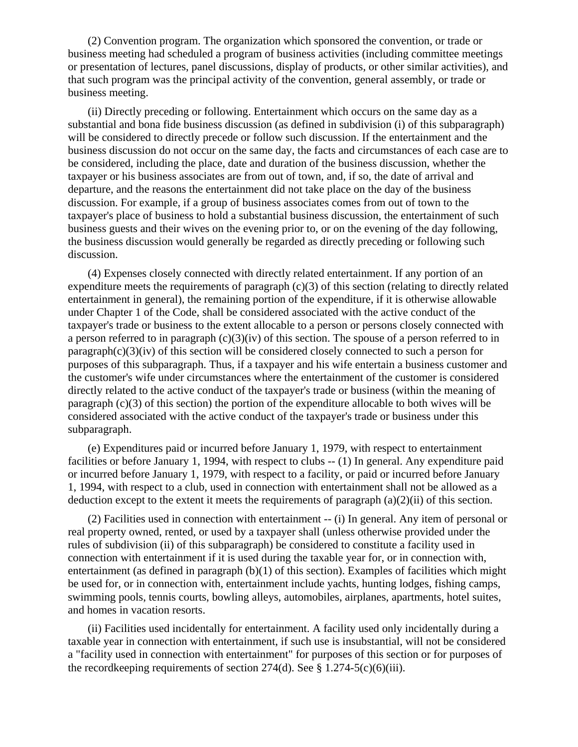(2) Convention program. The organization which sponsored the convention, or trade or business meeting had scheduled a program of business activities (including committee meetings or presentation of lectures, panel discussions, display of products, or other similar activities), and that such program was the principal activity of the convention, general assembly, or trade or business meeting.

(ii) Directly preceding or following. Entertainment which occurs on the same day as a substantial and bona fide business discussion (as defined in subdivision (i) of this subparagraph) will be considered to directly precede or follow such discussion. If the entertainment and the business discussion do not occur on the same day, the facts and circumstances of each case are to be considered, including the place, date and duration of the business discussion, whether the taxpayer or his business associates are from out of town, and, if so, the date of arrival and departure, and the reasons the entertainment did not take place on the day of the business discussion. For example, if a group of business associates comes from out of town to the taxpayer's place of business to hold a substantial business discussion, the entertainment of such business guests and their wives on the evening prior to, or on the evening of the day following, the business discussion would generally be regarded as directly preceding or following such discussion.

(4) Expenses closely connected with directly related entertainment. If any portion of an expenditure meets the requirements of paragraph (c)(3) of this section (relating to directly related entertainment in general), the remaining portion of the expenditure, if it is otherwise allowable under Chapter 1 of the Code, shall be considered associated with the active conduct of the taxpayer's trade or business to the extent allocable to a person or persons closely connected with a person referred to in paragraph (c)(3)(iv) of this section. The spouse of a person referred to in paragraph(c)(3)(iv) of this section will be considered closely connected to such a person for purposes of this subparagraph. Thus, if a taxpayer and his wife entertain a business customer and the customer's wife under circumstances where the entertainment of the customer is considered directly related to the active conduct of the taxpayer's trade or business (within the meaning of paragraph (c)(3) of this section) the portion of the expenditure allocable to both wives will be considered associated with the active conduct of the taxpayer's trade or business under this subparagraph.

(e) Expenditures paid or incurred before January 1, 1979, with respect to entertainment facilities or before January 1, 1994, with respect to clubs -- (1) In general. Any expenditure paid or incurred before January 1, 1979, with respect to a facility, or paid or incurred before January 1, 1994, with respect to a club, used in connection with entertainment shall not be allowed as a deduction except to the extent it meets the requirements of paragraph (a)(2)(ii) of this section.

(2) Facilities used in connection with entertainment -- (i) In general. Any item of personal or real property owned, rented, or used by a taxpayer shall (unless otherwise provided under the rules of subdivision (ii) of this subparagraph) be considered to constitute a facility used in connection with entertainment if it is used during the taxable year for, or in connection with, entertainment (as defined in paragraph (b)(1) of this section). Examples of facilities which might be used for, or in connection with, entertainment include yachts, hunting lodges, fishing camps, swimming pools, tennis courts, bowling alleys, automobiles, airplanes, apartments, hotel suites, and homes in vacation resorts.

(ii) Facilities used incidentally for entertainment. A facility used only incidentally during a taxable year in connection with entertainment, if such use is insubstantial, will not be considered a "facility used in connection with entertainment" for purposes of this section or for purposes of the recordkeeping requirements of section 274(d). See § 1.274-5(c)(6)(iii).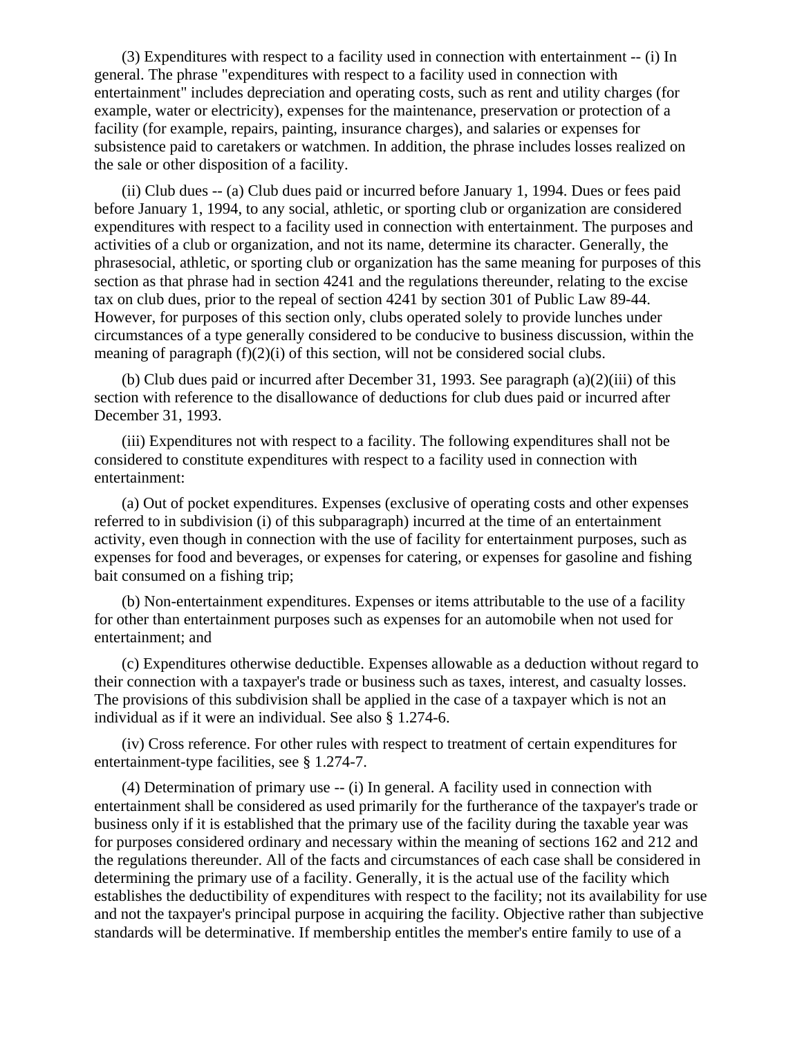(3) Expenditures with respect to a facility used in connection with entertainment -- (i) In general. The phrase "expenditures with respect to a facility used in connection with entertainment" includes depreciation and operating costs, such as rent and utility charges (for example, water or electricity), expenses for the maintenance, preservation or protection of a facility (for example, repairs, painting, insurance charges), and salaries or expenses for subsistence paid to caretakers or watchmen. In addition, the phrase includes losses realized on the sale or other disposition of a facility.

(ii) Club dues -- (a) Club dues paid or incurred before January 1, 1994. Dues or fees paid before January 1, 1994, to any social, athletic, or sporting club or organization are considered expenditures with respect to a facility used in connection with entertainment. The purposes and activities of a club or organization, and not its name, determine its character. Generally, the phrasesocial, athletic, or sporting club or organization has the same meaning for purposes of this section as that phrase had in section 4241 and the regulations thereunder, relating to the excise tax on club dues, prior to the repeal of section 4241 by section 301 of Public Law 89-44. However, for purposes of this section only, clubs operated solely to provide lunches under circumstances of a type generally considered to be conducive to business discussion, within the meaning of paragraph (f)(2)(i) of this section, will not be considered social clubs.

(b) Club dues paid or incurred after December 31, 1993. See paragraph (a)(2)(iii) of this section with reference to the disallowance of deductions for club dues paid or incurred after December 31, 1993.

(iii) Expenditures not with respect to a facility. The following expenditures shall not be considered to constitute expenditures with respect to a facility used in connection with entertainment:

(a) Out of pocket expenditures. Expenses (exclusive of operating costs and other expenses referred to in subdivision (i) of this subparagraph) incurred at the time of an entertainment activity, even though in connection with the use of facility for entertainment purposes, such as expenses for food and beverages, or expenses for catering, or expenses for gasoline and fishing bait consumed on a fishing trip;

(b) Non-entertainment expenditures. Expenses or items attributable to the use of a facility for other than entertainment purposes such as expenses for an automobile when not used for entertainment; and

(c) Expenditures otherwise deductible. Expenses allowable as a deduction without regard to their connection with a taxpayer's trade or business such as taxes, interest, and casualty losses. The provisions of this subdivision shall be applied in the case of a taxpayer which is not an individual as if it were an individual. See also § 1.274-6.

(iv) Cross reference. For other rules with respect to treatment of certain expenditures for entertainment-type facilities, see § 1.274-7.

(4) Determination of primary use -- (i) In general. A facility used in connection with entertainment shall be considered as used primarily for the furtherance of the taxpayer's trade or business only if it is established that the primary use of the facility during the taxable year was for purposes considered ordinary and necessary within the meaning of sections 162 and 212 and the regulations thereunder. All of the facts and circumstances of each case shall be considered in determining the primary use of a facility. Generally, it is the actual use of the facility which establishes the deductibility of expenditures with respect to the facility; not its availability for use and not the taxpayer's principal purpose in acquiring the facility. Objective rather than subjective standards will be determinative. If membership entitles the member's entire family to use of a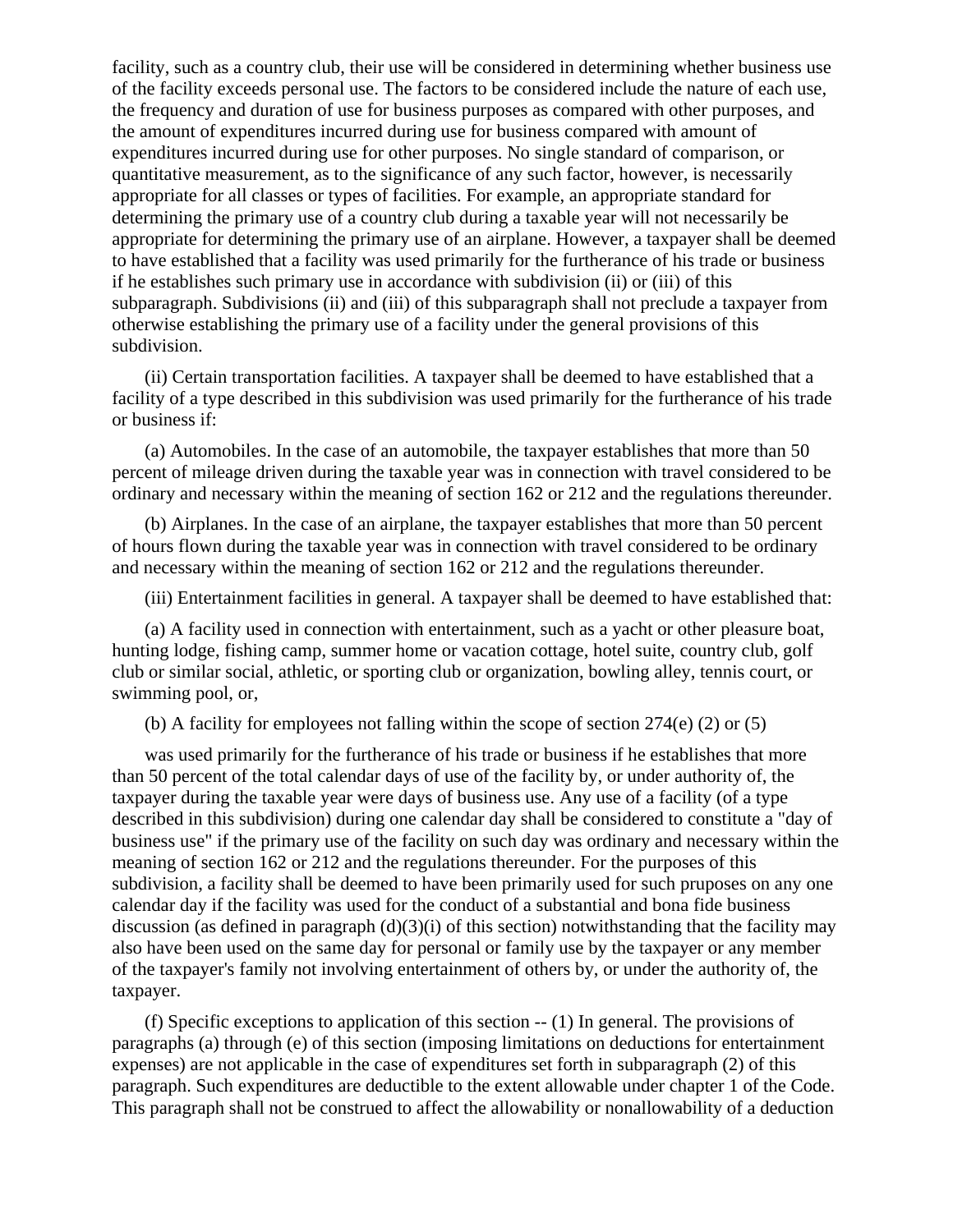facility, such as a country club, their use will be considered in determining whether business use of the facility exceeds personal use. The factors to be considered include the nature of each use, the frequency and duration of use for business purposes as compared with other purposes, and the amount of expenditures incurred during use for business compared with amount of expenditures incurred during use for other purposes. No single standard of comparison, or quantitative measurement, as to the significance of any such factor, however, is necessarily appropriate for all classes or types of facilities. For example, an appropriate standard for determining the primary use of a country club during a taxable year will not necessarily be appropriate for determining the primary use of an airplane. However, a taxpayer shall be deemed to have established that a facility was used primarily for the furtherance of his trade or business if he establishes such primary use in accordance with subdivision (ii) or (iii) of this subparagraph. Subdivisions (ii) and (iii) of this subparagraph shall not preclude a taxpayer from otherwise establishing the primary use of a facility under the general provisions of this subdivision.

(ii) Certain transportation facilities. A taxpayer shall be deemed to have established that a facility of a type described in this subdivision was used primarily for the furtherance of his trade or business if:

(a) Automobiles. In the case of an automobile, the taxpayer establishes that more than 50 percent of mileage driven during the taxable year was in connection with travel considered to be ordinary and necessary within the meaning of section 162 or 212 and the regulations thereunder.

(b) Airplanes. In the case of an airplane, the taxpayer establishes that more than 50 percent of hours flown during the taxable year was in connection with travel considered to be ordinary and necessary within the meaning of section 162 or 212 and the regulations thereunder.

(iii) Entertainment facilities in general. A taxpayer shall be deemed to have established that:

(a) A facility used in connection with entertainment, such as a yacht or other pleasure boat, hunting lodge, fishing camp, summer home or vacation cottage, hotel suite, country club, golf club or similar social, athletic, or sporting club or organization, bowling alley, tennis court, or swimming pool, or,

(b) A facility for employees not falling within the scope of section 274(e) (2) or (5)

was used primarily for the furtherance of his trade or business if he establishes that more than 50 percent of the total calendar days of use of the facility by, or under authority of, the taxpayer during the taxable year were days of business use. Any use of a facility (of a type described in this subdivision) during one calendar day shall be considered to constitute a "day of business use" if the primary use of the facility on such day was ordinary and necessary within the meaning of section 162 or 212 and the regulations thereunder. For the purposes of this subdivision, a facility shall be deemed to have been primarily used for such pruposes on any one calendar day if the facility was used for the conduct of a substantial and bona fide business discussion (as defined in paragraph (d)(3)(i) of this section) notwithstanding that the facility may also have been used on the same day for personal or family use by the taxpayer or any member of the taxpayer's family not involving entertainment of others by, or under the authority of, the taxpayer.

(f) Specific exceptions to application of this section -- (1) In general. The provisions of paragraphs (a) through (e) of this section (imposing limitations on deductions for entertainment expenses) are not applicable in the case of expenditures set forth in subparagraph (2) of this paragraph. Such expenditures are deductible to the extent allowable under chapter 1 of the Code. This paragraph shall not be construed to affect the allowability or nonallowability of a deduction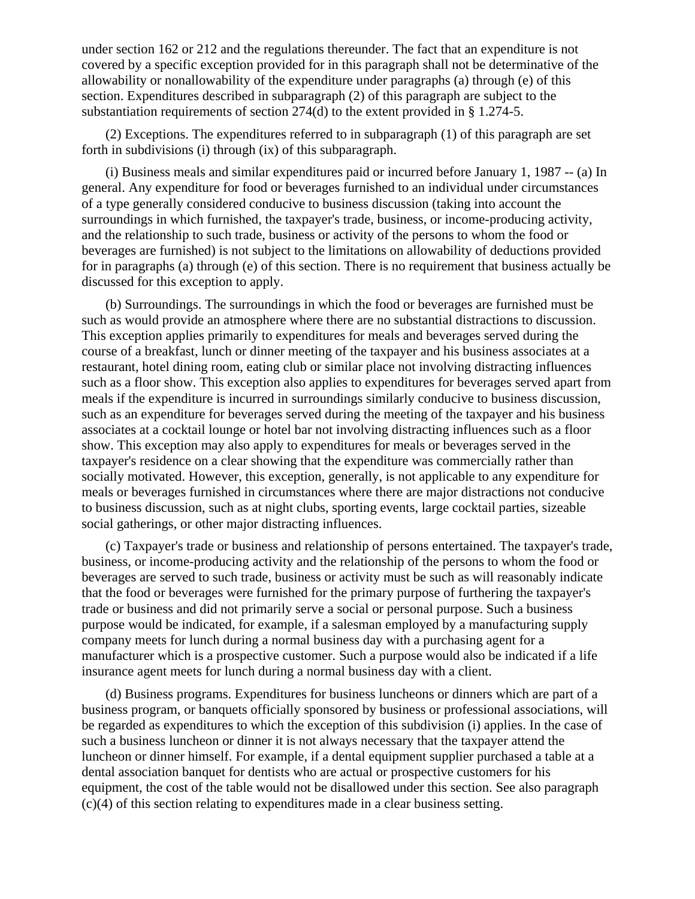under section 162 or 212 and the regulations thereunder. The fact that an expenditure is not covered by a specific exception provided for in this paragraph shall not be determinative of the allowability or nonallowability of the expenditure under paragraphs (a) through (e) of this section. Expenditures described in subparagraph (2) of this paragraph are subject to the substantiation requirements of section 274(d) to the extent provided in § 1.274-5.

(2) Exceptions. The expenditures referred to in subparagraph (1) of this paragraph are set forth in subdivisions (i) through (ix) of this subparagraph.

(i) Business meals and similar expenditures paid or incurred before January 1, 1987 -- (a) In general. Any expenditure for food or beverages furnished to an individual under circumstances of a type generally considered conducive to business discussion (taking into account the surroundings in which furnished, the taxpayer's trade, business, or income-producing activity, and the relationship to such trade, business or activity of the persons to whom the food or beverages are furnished) is not subject to the limitations on allowability of deductions provided for in paragraphs (a) through (e) of this section. There is no requirement that business actually be discussed for this exception to apply.

(b) Surroundings. The surroundings in which the food or beverages are furnished must be such as would provide an atmosphere where there are no substantial distractions to discussion. This exception applies primarily to expenditures for meals and beverages served during the course of a breakfast, lunch or dinner meeting of the taxpayer and his business associates at a restaurant, hotel dining room, eating club or similar place not involving distracting influences such as a floor show. This exception also applies to expenditures for beverages served apart from meals if the expenditure is incurred in surroundings similarly conducive to business discussion, such as an expenditure for beverages served during the meeting of the taxpayer and his business associates at a cocktail lounge or hotel bar not involving distracting influences such as a floor show. This exception may also apply to expenditures for meals or beverages served in the taxpayer's residence on a clear showing that the expenditure was commercially rather than socially motivated. However, this exception, generally, is not applicable to any expenditure for meals or beverages furnished in circumstances where there are major distractions not conducive to business discussion, such as at night clubs, sporting events, large cocktail parties, sizeable social gatherings, or other major distracting influences.

(c) Taxpayer's trade or business and relationship of persons entertained. The taxpayer's trade, business, or income-producing activity and the relationship of the persons to whom the food or beverages are served to such trade, business or activity must be such as will reasonably indicate that the food or beverages were furnished for the primary purpose of furthering the taxpayer's trade or business and did not primarily serve a social or personal purpose. Such a business purpose would be indicated, for example, if a salesman employed by a manufacturing supply company meets for lunch during a normal business day with a purchasing agent for a manufacturer which is a prospective customer. Such a purpose would also be indicated if a life insurance agent meets for lunch during a normal business day with a client.

(d) Business programs. Expenditures for business luncheons or dinners which are part of a business program, or banquets officially sponsored by business or professional associations, will be regarded as expenditures to which the exception of this subdivision (i) applies. In the case of such a business luncheon or dinner it is not always necessary that the taxpayer attend the luncheon or dinner himself. For example, if a dental equipment supplier purchased a table at a dental association banquet for dentists who are actual or prospective customers for his equipment, the cost of the table would not be disallowed under this section. See also paragraph (c)(4) of this section relating to expenditures made in a clear business setting.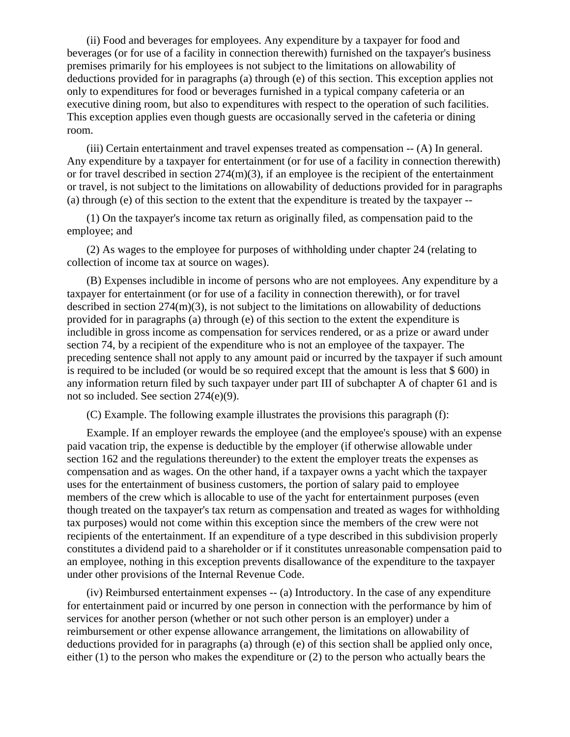(ii) Food and beverages for employees. Any expenditure by a taxpayer for food and beverages (or for use of a facility in connection therewith) furnished on the taxpayer's business premises primarily for his employees is not subject to the limitations on allowability of deductions provided for in paragraphs (a) through (e) of this section. This exception applies not only to expenditures for food or beverages furnished in a typical company cafeteria or an executive dining room, but also to expenditures with respect to the operation of such facilities. This exception applies even though guests are occasionally served in the cafeteria or dining room.

(iii) Certain entertainment and travel expenses treated as compensation -- (A) In general. Any expenditure by a taxpayer for entertainment (or for use of a facility in connection therewith) or for travel described in section 274(m)(3), if an employee is the recipient of the entertainment or travel, is not subject to the limitations on allowability of deductions provided for in paragraphs (a) through (e) of this section to the extent that the expenditure is treated by the taxpayer --

(1) On the taxpayer's income tax return as originally filed, as compensation paid to the employee; and

(2) As wages to the employee for purposes of withholding under chapter 24 (relating to collection of income tax at source on wages).

(B) Expenses includible in income of persons who are not employees. Any expenditure by a taxpayer for entertainment (or for use of a facility in connection therewith), or for travel described in section 274(m)(3), is not subject to the limitations on allowability of deductions provided for in paragraphs (a) through (e) of this section to the extent the expenditure is includible in gross income as compensation for services rendered, or as a prize or award under section 74, by a recipient of the expenditure who is not an employee of the taxpayer. The preceding sentence shall not apply to any amount paid or incurred by the taxpayer if such amount is required to be included (or would be so required except that the amount is less that $ 600) in any information return filed by such taxpayer under part III of subchapter A of chapter 61 and is not so included. See section 274(e)(9).

(C) Example. The following example illustrates the provisions this paragraph (f):

Example. If an employer rewards the employee (and the employee's spouse) with an expense paid vacation trip, the expense is deductible by the employer (if otherwise allowable under section 162 and the regulations thereunder) to the extent the employer treats the expenses as compensation and as wages. On the other hand, if a taxpayer owns a yacht which the taxpayer uses for the entertainment of business customers, the portion of salary paid to employee members of the crew which is allocable to use of the yacht for entertainment purposes (even though treated on the taxpayer's tax return as compensation and treated as wages for withholding tax purposes) would not come within this exception since the members of the crew were not recipients of the entertainment. If an expenditure of a type described in this subdivision properly constitutes a dividend paid to a shareholder or if it constitutes unreasonable compensation paid to an employee, nothing in this exception prevents disallowance of the expenditure to the taxpayer under other provisions of the Internal Revenue Code.

(iv) Reimbursed entertainment expenses -- (a) Introductory. In the case of any expenditure for entertainment paid or incurred by one person in connection with the performance by him of services for another person (whether or not such other person is an employer) under a reimbursement or other expense allowance arrangement, the limitations on allowability of deductions provided for in paragraphs (a) through (e) of this section shall be applied only once, either (1) to the person who makes the expenditure or (2) to the person who actually bears the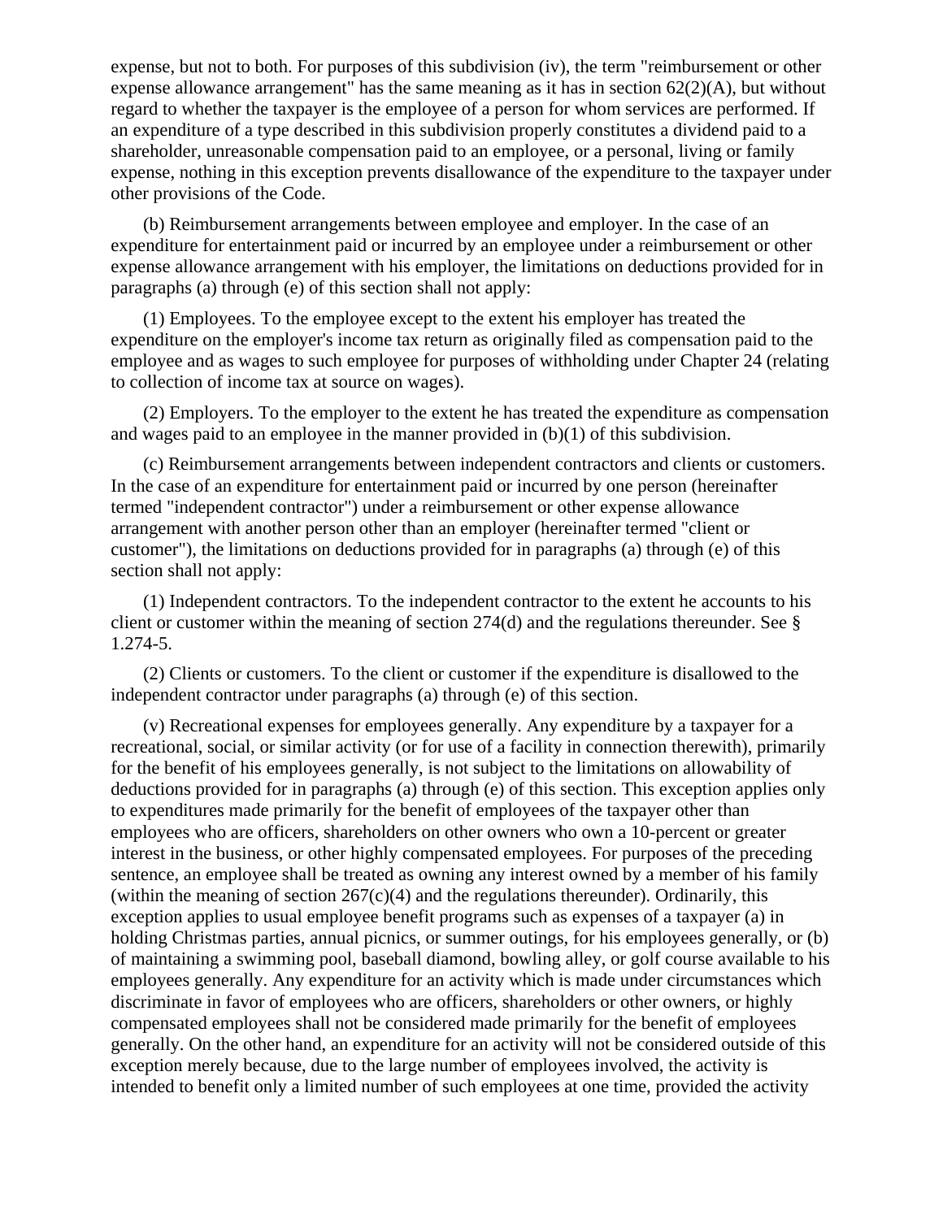expense, but not to both. For purposes of this subdivision (iv), the term "reimbursement or other expense allowance arrangement" has the same meaning as it has in section 62(2)(A), but without regard to whether the taxpayer is the employee of a person for whom services are performed. If an expenditure of a type described in this subdivision properly constitutes a dividend paid to a shareholder, unreasonable compensation paid to an employee, or a personal, living or family expense, nothing in this exception prevents disallowance of the expenditure to the taxpayer under other provisions of the Code.

(b) Reimbursement arrangements between employee and employer. In the case of an expenditure for entertainment paid or incurred by an employee under a reimbursement or other expense allowance arrangement with his employer, the limitations on deductions provided for in paragraphs (a) through (e) of this section shall not apply:

(1) Employees. To the employee except to the extent his employer has treated the expenditure on the employer's income tax return as originally filed as compensation paid to the employee and as wages to such employee for purposes of withholding under Chapter 24 (relating to collection of income tax at source on wages).

(2) Employers. To the employer to the extent he has treated the expenditure as compensation and wages paid to an employee in the manner provided in (b)(1) of this subdivision.

(c) Reimbursement arrangements between independent contractors and clients or customers. In the case of an expenditure for entertainment paid or incurred by one person (hereinafter termed "independent contractor") under a reimbursement or other expense allowance arrangement with another person other than an employer (hereinafter termed "client or customer"), the limitations on deductions provided for in paragraphs (a) through (e) of this section shall not apply:

(1) Independent contractors. To the independent contractor to the extent he accounts to his client or customer within the meaning of section 274(d) and the regulations thereunder. See § 1.274-5.

(2) Clients or customers. To the client or customer if the expenditure is disallowed to the independent contractor under paragraphs (a) through (e) of this section.

(v) Recreational expenses for employees generally. Any expenditure by a taxpayer for a recreational, social, or similar activity (or for use of a facility in connection therewith), primarily for the benefit of his employees generally, is not subject to the limitations on allowability of deductions provided for in paragraphs (a) through (e) of this section. This exception applies only to expenditures made primarily for the benefit of employees of the taxpayer other than employees who are officers, shareholders on other owners who own a 10-percent or greater interest in the business, or other highly compensated employees. For purposes of the preceding sentence, an employee shall be treated as owning any interest owned by a member of his family (within the meaning of section 267(c)(4) and the regulations thereunder). Ordinarily, this exception applies to usual employee benefit programs such as expenses of a taxpayer (a) in holding Christmas parties, annual picnics, or summer outings, for his employees generally, or (b) of maintaining a swimming pool, baseball diamond, bowling alley, or golf course available to his employees generally. Any expenditure for an activity which is made under circumstances which discriminate in favor of employees who are officers, shareholders or other owners, or highly compensated employees shall not be considered made primarily for the benefit of employees generally. On the other hand, an expenditure for an activity will not be considered outside of this exception merely because, due to the large number of employees involved, the activity is intended to benefit only a limited number of such employees at one time, provided the activity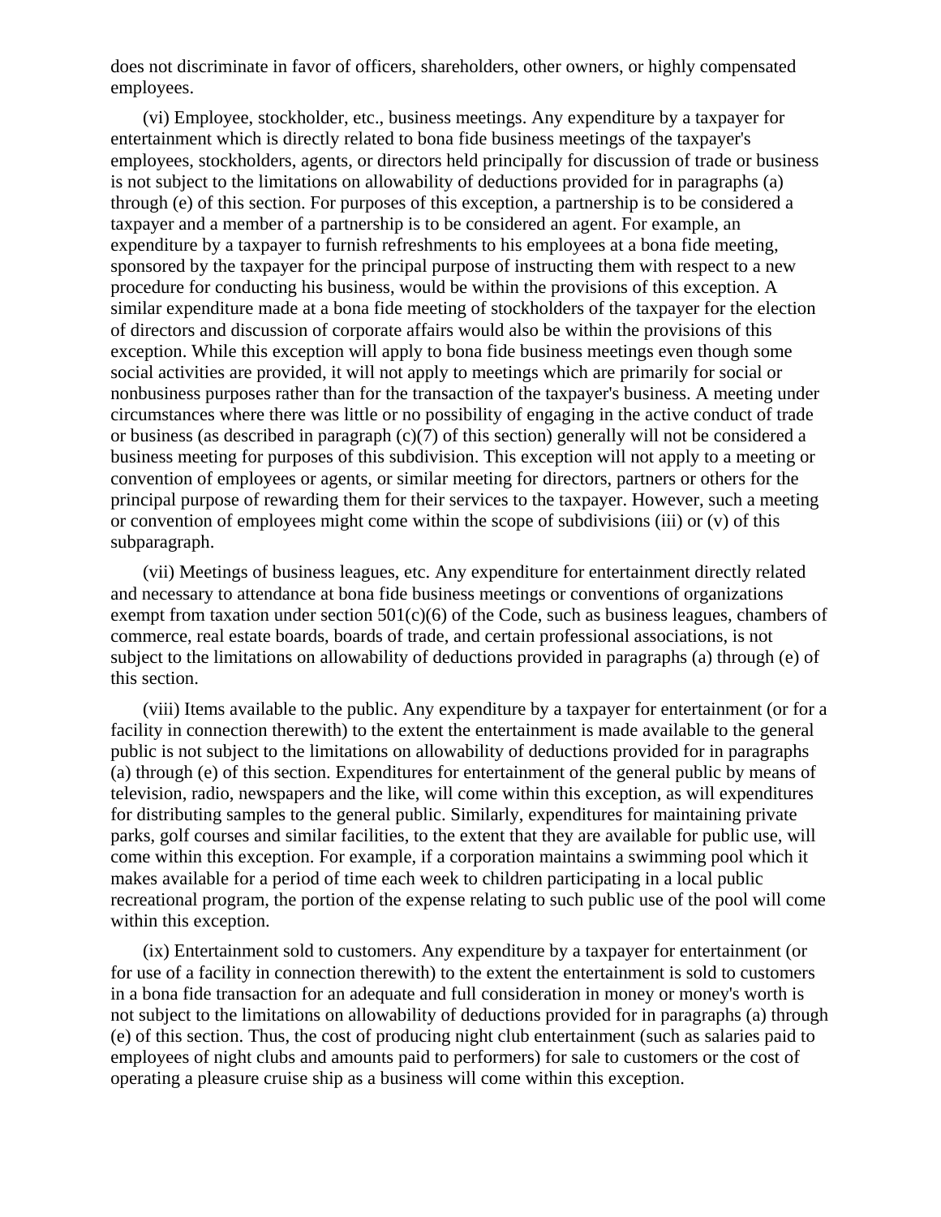does not discriminate in favor of officers, shareholders, other owners, or highly compensated employees.

(vi) Employee, stockholder, etc., business meetings. Any expenditure by a taxpayer for entertainment which is directly related to bona fide business meetings of the taxpayer's employees, stockholders, agents, or directors held principally for discussion of trade or business is not subject to the limitations on allowability of deductions provided for in paragraphs (a) through (e) of this section. For purposes of this exception, a partnership is to be considered a taxpayer and a member of a partnership is to be considered an agent. For example, an expenditure by a taxpayer to furnish refreshments to his employees at a bona fide meeting, sponsored by the taxpayer for the principal purpose of instructing them with respect to a new procedure for conducting his business, would be within the provisions of this exception. A similar expenditure made at a bona fide meeting of stockholders of the taxpayer for the election of directors and discussion of corporate affairs would also be within the provisions of this exception. While this exception will apply to bona fide business meetings even though some social activities are provided, it will not apply to meetings which are primarily for social or nonbusiness purposes rather than for the transaction of the taxpayer's business. A meeting under circumstances where there was little or no possibility of engaging in the active conduct of trade or business (as described in paragraph (c)(7) of this section) generally will not be considered a business meeting for purposes of this subdivision. This exception will not apply to a meeting or convention of employees or agents, or similar meeting for directors, partners or others for the principal purpose of rewarding them for their services to the taxpayer. However, such a meeting or convention of employees might come within the scope of subdivisions (iii) or (v) of this subparagraph.

(vii) Meetings of business leagues, etc. Any expenditure for entertainment directly related and necessary to attendance at bona fide business meetings or conventions of organizations exempt from taxation under section 501(c)(6) of the Code, such as business leagues, chambers of commerce, real estate boards, boards of trade, and certain professional associations, is not subject to the limitations on allowability of deductions provided in paragraphs (a) through (e) of this section.

(viii) Items available to the public. Any expenditure by a taxpayer for entertainment (or for a facility in connection therewith) to the extent the entertainment is made available to the general public is not subject to the limitations on allowability of deductions provided for in paragraphs (a) through (e) of this section. Expenditures for entertainment of the general public by means of television, radio, newspapers and the like, will come within this exception, as will expenditures for distributing samples to the general public. Similarly, expenditures for maintaining private parks, golf courses and similar facilities, to the extent that they are available for public use, will come within this exception. For example, if a corporation maintains a swimming pool which it makes available for a period of time each week to children participating in a local public recreational program, the portion of the expense relating to such public use of the pool will come within this exception.

(ix) Entertainment sold to customers. Any expenditure by a taxpayer for entertainment (or for use of a facility in connection therewith) to the extent the entertainment is sold to customers in a bona fide transaction for an adequate and full consideration in money or money's worth is not subject to the limitations on allowability of deductions provided for in paragraphs (a) through (e) of this section. Thus, the cost of producing night club entertainment (such as salaries paid to employees of night clubs and amounts paid to performers) for sale to customers or the cost of operating a pleasure cruise ship as a business will come within this exception.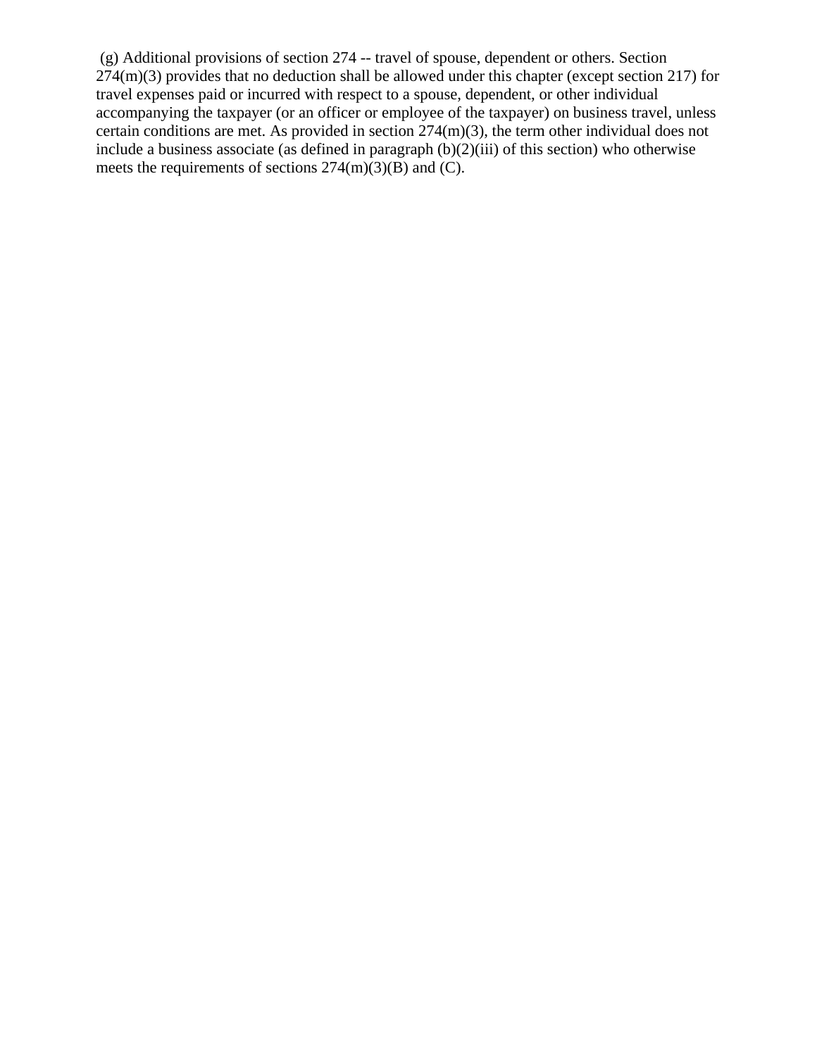(g) Additional provisions of section 274 -- travel of spouse, dependent or others. Section 274(m)(3) provides that no deduction shall be allowed under this chapter (except section 217) for travel expenses paid or incurred with respect to a spouse, dependent, or other individual accompanying the taxpayer (or an officer or employee of the taxpayer) on business travel, unless certain conditions are met. As provided in section 274(m)(3), the term other individual does not include a business associate (as defined in paragraph (b)(2)(iii) of this section) who otherwise meets the requirements of sections 274(m)(3)(B) and (C).